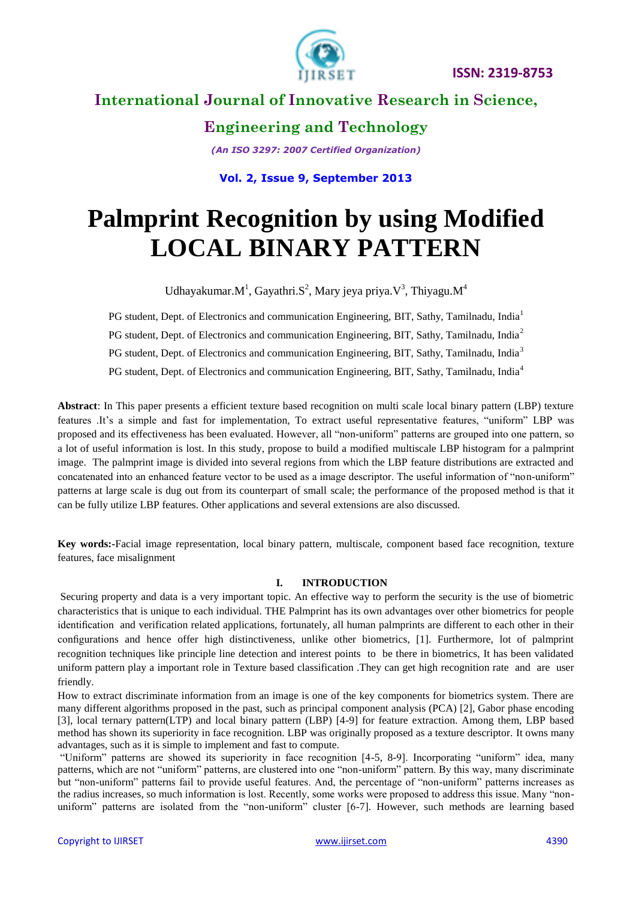# Palmprint Recognition by using Modified LOCAL BINARY PATTERN

Udhayakumar.M[1], Gayathri.S[2], Mary jeya priya.V[3], Thiyagu.M[4]

PG student, Dept. of Electronics and communication Engineering, BIT, Sathy, Tamilnadu, India[1]

PG student, Dept. of Electronics and communication Engineering, BIT, Sathy, Tamilnadu, India[2]

PG student, Dept. of Electronics and communication Engineering, BIT, Sathy, Tamilnadu, India[3]

PG student, Dept. of Electronics and communication Engineering, BIT, Sathy, Tamilnadu, India[4]

**Abstract**: In This paper presents a efficient texture based recognition on multi scale local binary pattern (LBP) texture features .It's a simple and fast for implementation, To extract useful representative features, "uniform" LBP was proposed and its effectiveness has been evaluated. However, all "non-uniform" patterns are grouped into one pattern, so a lot of useful information is lost. In this study, propose to build a modified multiscale LBP histogram for a palmprint image. The palmprint image is divided into several regions from which the LBP feature distributions are extracted and concatenated into an enhanced feature vector to be used as a image descriptor. The useful information of "non-uniform" patterns at large scale is dug out from its counterpart of small scale; the performance of the proposed method is that it can be fully utilize LBP features. Other applications and several extensions are also discussed.

**Key words:-**Facial image representation, local binary pattern, multiscale, component based face recognition, texture features, face misalignment

## I. INTRODUCTION

Securing property and data is a very important topic. An effective way to perform the security is the use of biometric characteristics that is unique to each individual. THE Palmprint has its own advantages over other biometrics for people identification and verification related applications, fortunately, all human palmprints are different to each other in their configurations and hence offer high distinctiveness, unlike other biometrics, [1]. Furthermore, lot of palmprint recognition techniques like principle line detection and interest points to be there in biometrics, It has been validated uniform pattern play a important role in Texture based classification .They can get high recognition rate and are user friendly.

How to extract discriminate information from an image is one of the key components for biometrics system. There are many different algorithms proposed in the past, such as principal component analysis (PCA) [2], Gabor phase encoding [3], local ternary pattern(LTP) and local binary pattern (LBP) [4-9] for feature extraction. Among them, LBP based method has shown its superiority in face recognition. LBP was originally proposed as a texture descriptor. It owns many advantages, such as it is simple to implement and fast to compute.

"Uniform" patterns are showed its superiority in face recognition [4-5, 8-9]. Incorporating "uniform" idea, many patterns, which are not "uniform" patterns, are clustered into one "non-uniform" pattern. By this way, many discriminate but "non-uniform" patterns fail to provide useful features. And, the percentage of "non-uniform" patterns increases as the radius increases, so much information is lost. Recently, some works were proposed to address this issue. Many "non-uniform" patterns are isolated from the "non-uniform" cluster [6-7]. However, such methods are learning based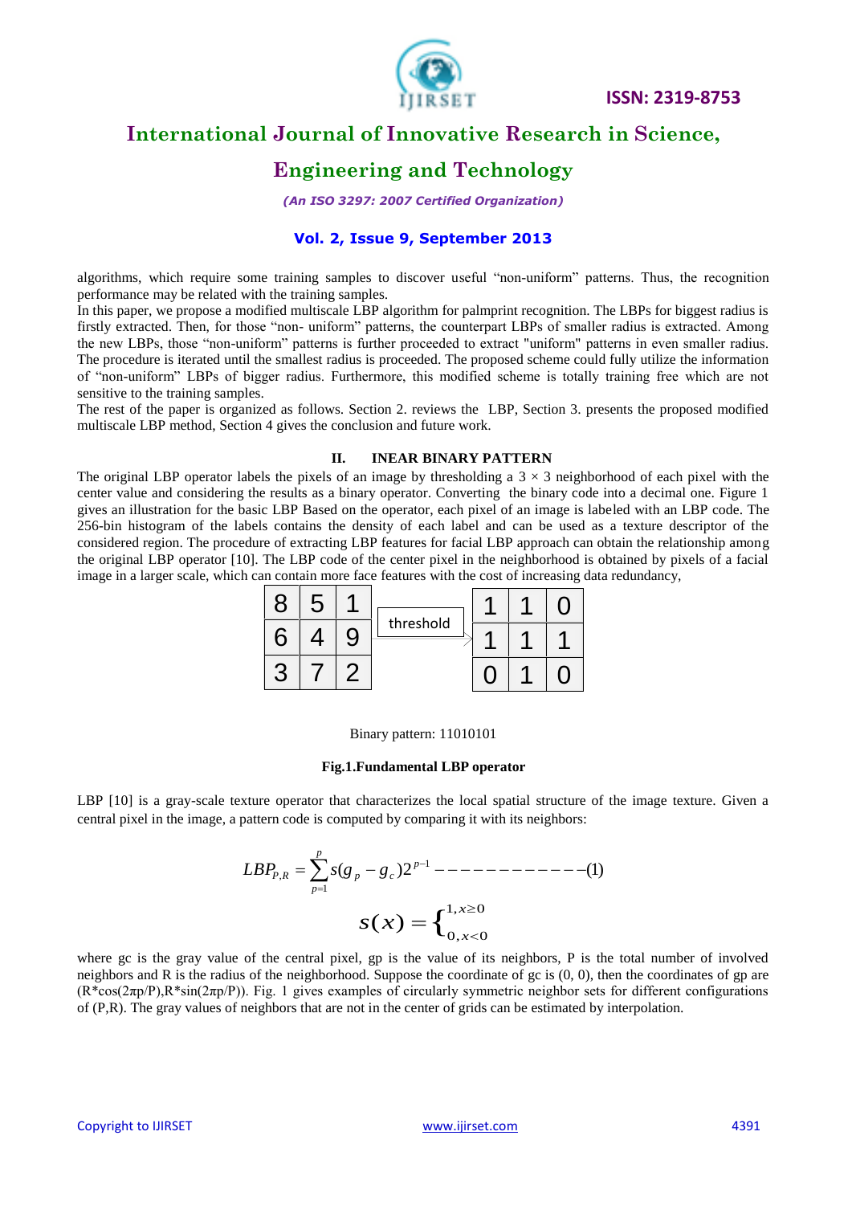algorithms, which require some training samples to discover useful "non-uniform" patterns. Thus, the recognition performance may be related with the training samples.

In this paper, we propose a modified multiscale LBP algorithm for palmprint recognition. The LBPs for biggest radius is firstly extracted. Then, for those "non- uniform" patterns, the counterpart LBPs of smaller radius is extracted. Among the new LBPs, those "non-uniform" patterns is further proceeded to extract "uniform" patterns in even smaller radius. The procedure is iterated until the smallest radius is proceeded. The proposed scheme could fully utilize the information of "non-uniform" LBPs of bigger radius. Furthermore, this modified scheme is totally training free which are not sensitive to the training samples.

The rest of the paper is organized as follows. Section 2. reviews the LBP, Section 3. presents the proposed modified multiscale LBP method, Section 4 gives the conclusion and future work.

## II. INEAR BINARY PATTERN

The original LBP operator labels the pixels of an image by thresholding a 3 × 3 neighborhood of each pixel with the center value and considering the results as a binary operator. Converting the binary code into a decimal one. Figure 1 gives an illustration for the basic LBP Based on the operator, each pixel of an image is labeled with an LBP code. The 256-bin histogram of the labels contains the density of each label and can be used as a texture descriptor of the considered region. The procedure of extracting LBP features for facial LBP approach can obtain the relationship among the original LBP operator [10]. The LBP code of the center pixel in the neighborhood is obtained by pixels of a facial image in a larger scale, which can contain more face features with the cost of increasing data redundancy,

| 8 | 5 | 1 |
|---|---|---|
| 6 | 4 | 9 |
| 3 | 7 | 2 |

threshold

| 1 | 1 | 0 |
|---|---|---|
| 1 | 1 | 1 |
| 0 | 1 | 0 |

Binary pattern: 11010101

**Fig.1.Fundamental LBP operator**

LBP [10] is a gray-scale texture operator that characterizes the local spatial structure of the image texture. Given a central pixel in the image, a pattern code is computed by comparing it with its neighbors:

$$LBP_{P,R} = \sum_{p=1}^{P} s(g_p - g_c)2^{p-1} \text{ ------------(1)}$$

$$s(x) = \begin{cases} 1, x \geq 0 \\ 0, x < 0 \end{cases}$$

where gc is the gray value of the central pixel, gp is the value of its neighbors, P is the total number of involved neighbors and R is the radius of the neighborhood. Suppose the coordinate of gc is (0, 0), then the coordinates of gp are (R\*cos(2πp/P),R\*sin(2πp/P)). Fig. 1 gives examples of circularly symmetric neighbor sets for different configurations of (P,R). The gray values of neighbors that are not in the center of grids can be estimated by interpolation.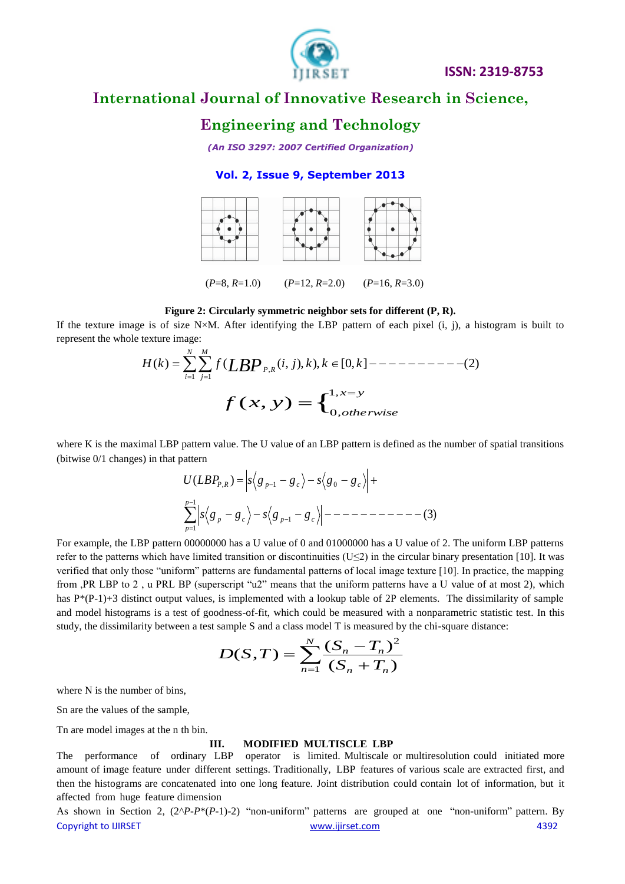(*P*=8, *R*=1.0) (*P*=12, *R*=2.0) (*P*=16, *R*=3.0)

**Figure 2: Circularly symmetric neighbor sets for different (P, R).**

If the texture image is of size N×M. After identifying the LBP pattern of each pixel (i, j), a histogram is built to represent the whole texture image:

$$H(k) = \sum_{i=1}^{N} \sum_{j=1}^{M} f(LBP_{P,R}(i,j), k), k \in [0, k] ----------(2)$$

$$f(x,y) = \begin{cases} 1, x=y \\ 0, otherwise \end{cases}$$

where K is the maximal LBP pattern value. The U value of an LBP pattern is defined as the number of spatial transitions (bitwise 0/1 changes) in that pattern

$$U(LBP_{P,R}) = \left| s\langle g_{p-1} - g_c \rangle - s\langle g_0 - g_c \rangle \right| + \sum_{p=1}^{p-1} \left| s\langle g_p - g_c \rangle - s\langle g_{p-1} - g_c \rangle \right| -----------(3)$$

For example, the LBP pattern 00000000 has a U value of 0 and 01000000 has a U value of 2. The uniform LBP patterns refer to the patterns which have limited transition or discontinuities (U≤2) in the circular binary presentation [10]. It was verified that only those "uniform" patterns are fundamental patterns of local image texture [10]. In practice, the mapping from ,PR LBP to 2 , u PRL BP (superscript "u2" means that the uniform patterns have a U value of at most 2), which has P*(P-1)+3 distinct output values, is implemented with a lookup table of 2P elements. The dissimilarity of sample and model histograms is a test of goodness-of-fit, which could be measured with a nonparametric statistic test. In this study, the dissimilarity between a test sample S and a class model T is measured by the chi-square distance:

$$D(S,T) = \sum_{n=1}^{N} \frac{(S_n - T_n)^2}{(S_n + T_n)}$$

where N is the number of bins,

Sn are the values of the sample,

Tn are model images at the n th bin.

## III. MODIFIED MULTISCLE LBP

The performance of ordinary LBP operator is limited. Multiscale or multiresolution could initiated more amount of image feature under different settings. Traditionally, LBP features of various scale are extracted first, and then the histograms are concatenated into one long feature. Joint distribution could contain lot of information, but it affected from huge feature dimension

As shown in Section 2, (2^*P*-*P*\*(*P*-1)-2) "non-uniform" patterns are grouped at one "non-uniform" pattern. By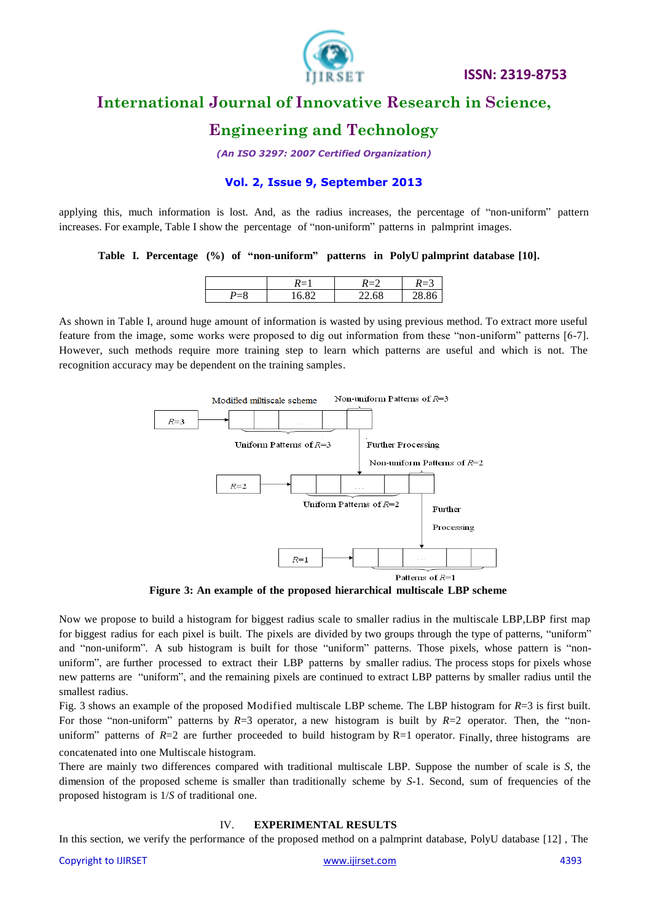applying this, much information is lost. And, as the radius increases, the percentage of "non-uniform" pattern increases. For example, Table I show the percentage of "non-uniform" patterns in palmprint images.

**Table I. Percentage (%) of "non-uniform" patterns in PolyU palmprint database [10].**

| | $R$=1 | $R$=2 | $R$=3 |
|---|---|---|---|
| $P$=8 | 16.82 | 22.68 | 28.86 |

As shown in Table I, around huge amount of information is wasted by using previous method. To extract more useful feature from the image, some works were proposed to dig out information from these "non-uniform" patterns [6-7]. However, such methods require more training step to learn which patterns are useful and which is not. The recognition accuracy may be dependent on the training samples.

**Figure 3: An example of the proposed hierarchical multiscale LBP scheme**

Now we propose to build a histogram for biggest radius scale to smaller radius in the multiscale LBP,LBP first map for biggest radius for each pixel is built. The pixels are divided by two groups through the type of patterns, "uniform" and "non-uniform". A sub histogram is built for those "uniform" patterns. Those pixels, whose pattern is "non-uniform", are further processed to extract their LBP patterns by smaller radius. The process stops for pixels whose new patterns are "uniform", and the remaining pixels are continued to extract LBP patterns by smaller radius until the smallest radius.

Fig. 3 shows an example of the proposed Modified multiscale LBP scheme. The LBP histogram for $R$=3 is first built. For those "non-uniform" patterns by $R$=3 operator, a new histogram is built by $R$=2 operator. Then, the "non-uniform" patterns of $R$=2 are further proceeded to build histogram by R=1 operator. Finally, three histograms are concatenated into one Multiscale histogram.

There are mainly two differences compared with traditional multiscale LBP. Suppose the number of scale is $S$, the dimension of the proposed scheme is smaller than traditionally scheme by $S$-1. Second, sum of frequencies of the proposed histogram is 1/$S$ of traditional one.

## IV. EXPERIMENTAL RESULTS

In this section, we verify the performance of the proposed method on a palmprint database, PolyU database [12] , The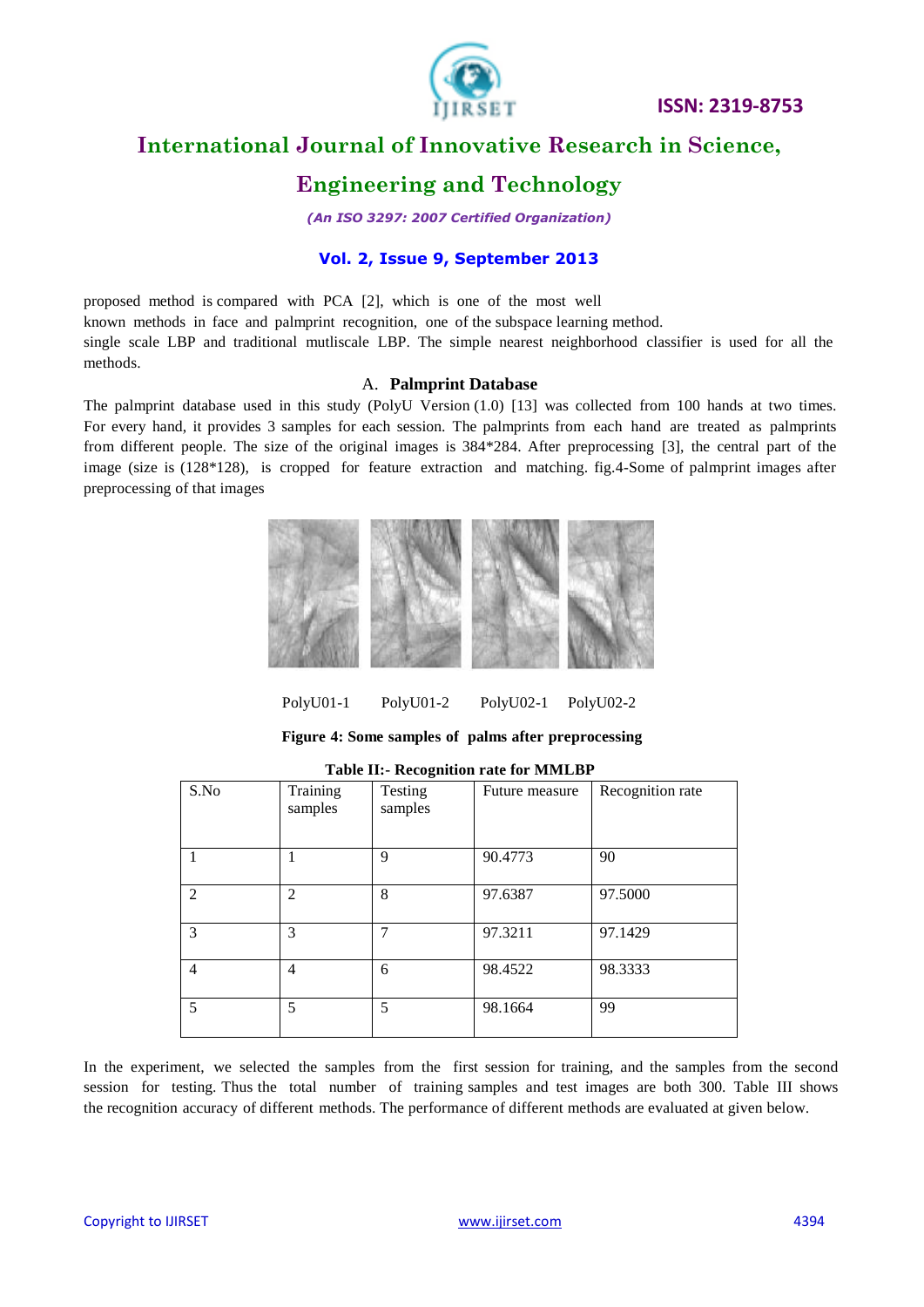proposed method is compared with PCA [2], which is one of the most well known methods in face and palmprint recognition, one of the subspace learning method. single scale LBP and traditional mutliscale LBP. The simple nearest neighborhood classifier is used for all the methods.

### A. Palmprint Database

The palmprint database used in this study (PolyU Version (1.0) [13] was collected from 100 hands at two times. For every hand, it provides 3 samples for each session. The palmprints from each hand are treated as palmprints from different people. The size of the original images is 384*284. After preprocessing [3], the central part of the image (size is (128*128), is cropped for feature extraction and matching. fig.4-Some of palmprint images after preprocessing of that images

PolyU01-1 PolyU01-2 PolyU02-1 PolyU02-2

**Figure 4: Some samples of palms after preprocessing**

**Table II:- Recognition rate for MMLBP**

| S.No | Training samples | Testing samples | Future measure | Recognition rate |
|---|---|---|---|---|
| 1 | 1 | 9 | 90.4773 | 90 |
| 2 | 2 | 8 | 97.6387 | 97.5000 |
| 3 | 3 | 7 | 97.3211 | 97.1429 |
| 4 | 4 | 6 | 98.4522 | 98.3333 |
| 5 | 5 | 5 | 98.1664 | 99 |

In the experiment, we selected the samples from the first session for training, and the samples from the second session for testing. Thus the total number of training samples and test images are both 300. Table III shows the recognition accuracy of different methods. The performance of different methods are evaluated at given below.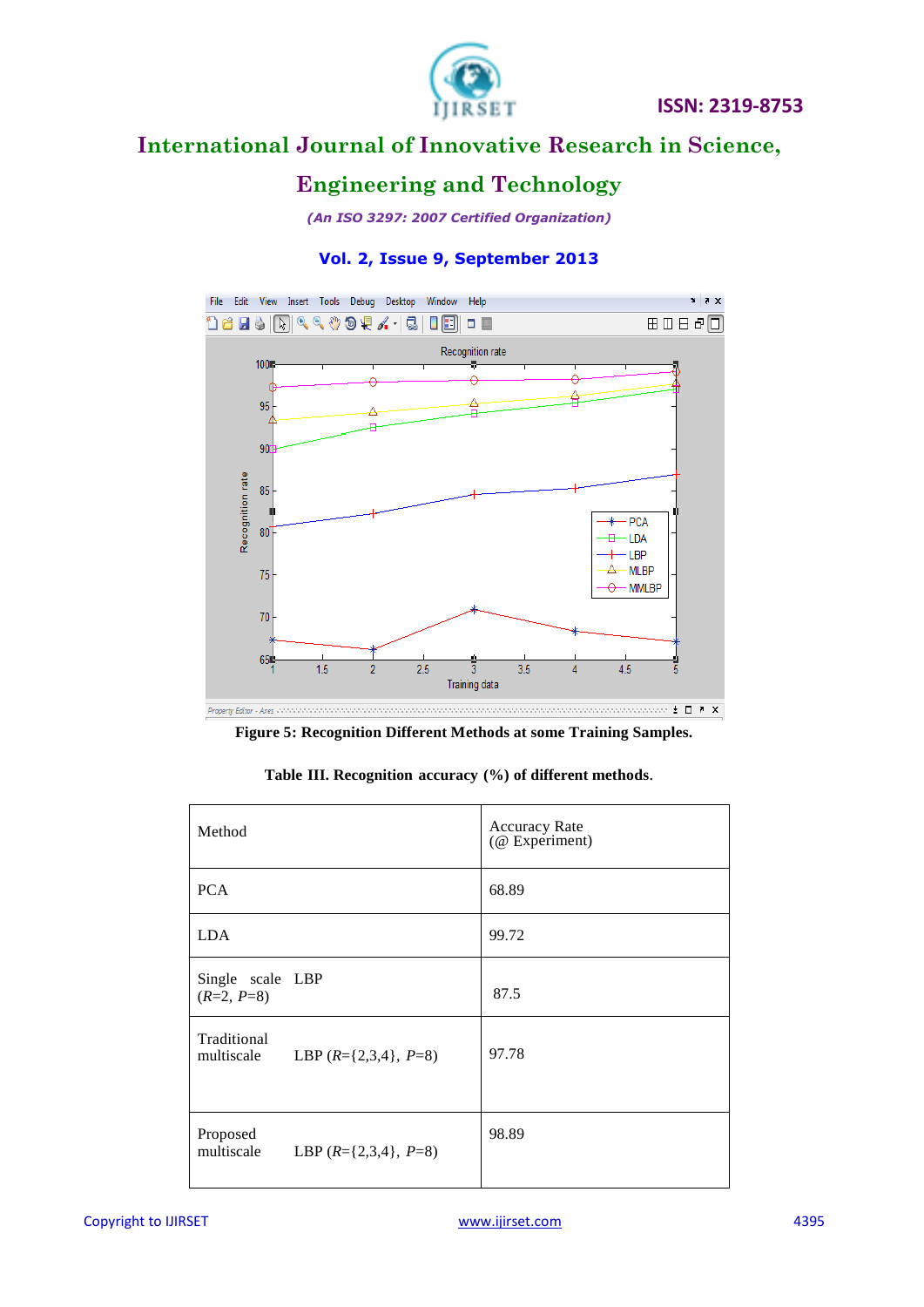Figure 5: Recognition Different Methods at some Training Samples.

**Table III. Recognition accuracy (%) of different methods.**

| Method | Accuracy Rate (@ Experiment) |
| --- | --- |
| PCA | 68.89 |
| LDA | 99.72 |
| Single scale LBP ($R$=2, $P$=8) | 87.5 |
| Traditional multiscale LBP ($R$={2,3,4}, $P$=8) | 97.78 |
| Proposed multiscale LBP ($R$={2,3,4}, $P$=8) | 98.89 |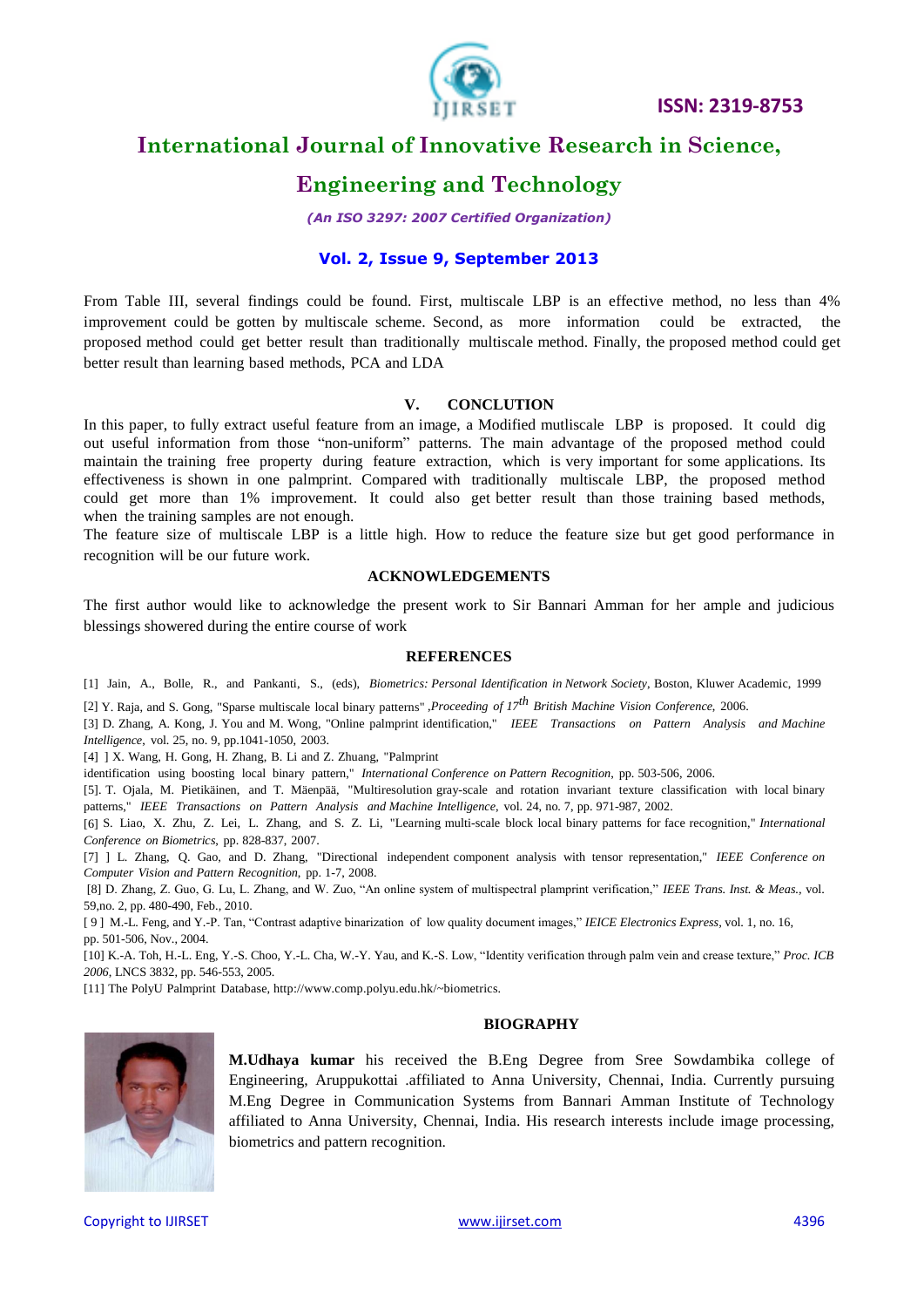From Table III, several findings could be found. First, multiscale LBP is an effective method, no less than 4% improvement could be gotten by multiscale scheme. Second, as more information could be extracted, the proposed method could get better result than traditionally multiscale method. Finally, the proposed method could get better result than learning based methods, PCA and LDA

## V. CONCLUTION

In this paper, to fully extract useful feature from an image, a Modified mutliscale LBP is proposed. It could dig out useful information from those "non-uniform" patterns. The main advantage of the proposed method could maintain the training free property during feature extraction, which is very important for some applications. Its effectiveness is shown in one palmprint. Compared with traditionally multiscale LBP, the proposed method could get more than 1% improvement. It could also get better result than those training based methods, when the training samples are not enough.

The feature size of multiscale LBP is a little high. How to reduce the feature size but get good performance in recognition will be our future work.

## ACKNOWLEDGEMENTS

The first author would like to acknowledge the present work to Sir Bannari Amman for her ample and judicious blessings showered during the entire course of work

## REFERENCES

[1] Jain, A., Bolle, R., and Pankanti, S., (eds), *Biometrics: Personal Identification in Network Society*, Boston, Kluwer Academic, 1999

[2] Y. Raja, and S. Gong, "Sparse multiscale local binary patterns" ,*Proceeding of 17th British Machine Vision Conference*, 2006.

[3] D. Zhang, A. Kong, J. You and M. Wong, "Online palmprint identification," *IEEE Transactions on Pattern Analysis and Machine Intelligence*, vol. 25, no. 9, pp.1041-1050, 2003.

[4] ] X. Wang, H. Gong, H. Zhang, B. Li and Z. Zhuang, "Palmprint identification using boosting local binary pattern," *International Conference on Pattern Recognition*, pp. 503-506, 2006.

[5]. T. Ojala, M. Pietikäinen, and T. Mäenpää, "Multiresolution gray-scale and rotation invariant texture classification with local binary patterns," *IEEE Transactions on Pattern Analysis and Machine Intelligence*, vol. 24, no. 7, pp. 971-987, 2002.

[6] S. Liao, X. Zhu, Z. Lei, L. Zhang, and S. Z. Li, "Learning multi-scale block local binary patterns for face recognition," *International Conference on Biometrics*, pp. 828-837, 2007.

[7] ] L. Zhang, Q. Gao, and D. Zhang, "Directional independent component analysis with tensor representation," *IEEE Conference on Computer Vision and Pattern Recognition*, pp. 1-7, 2008.

[8] D. Zhang, Z. Guo, G. Lu, L. Zhang, and W. Zuo, "An online system of multispectral plamprint verification," *IEEE Trans. Inst. & Meas.*, vol. 59,no. 2, pp. 480-490, Feb., 2010.

[ 9 ] M.-L. Feng, and Y.-P. Tan, "Contrast adaptive binarization of low quality document images," *IEICE Electronics Express*, vol. 1, no. 16, pp. 501-506, Nov., 2004.

[10] K.-A. Toh, H.-L. Eng, Y.-S. Choo, Y.-L. Cha, W.-Y. Yau, and K.-S. Low, "Identity verification through palm vein and crease texture," *Proc. ICB 2006*, LNCS 3832, pp. 546-553, 2005.

[11] The PolyU Palmprint Database, http://www.comp.polyu.edu.hk/~biometrics.

## BIOGRAPHY

**M.Udhaya kumar** his received the B.Eng Degree from Sree Sowdambika college of Engineering, Aruppukottai .affiliated to Anna University, Chennai, India. Currently pursuing M.Eng Degree in Communication Systems from Bannari Amman Institute of Technology affiliated to Anna University, Chennai, India. His research interests include image processing, biometrics and pattern recognition.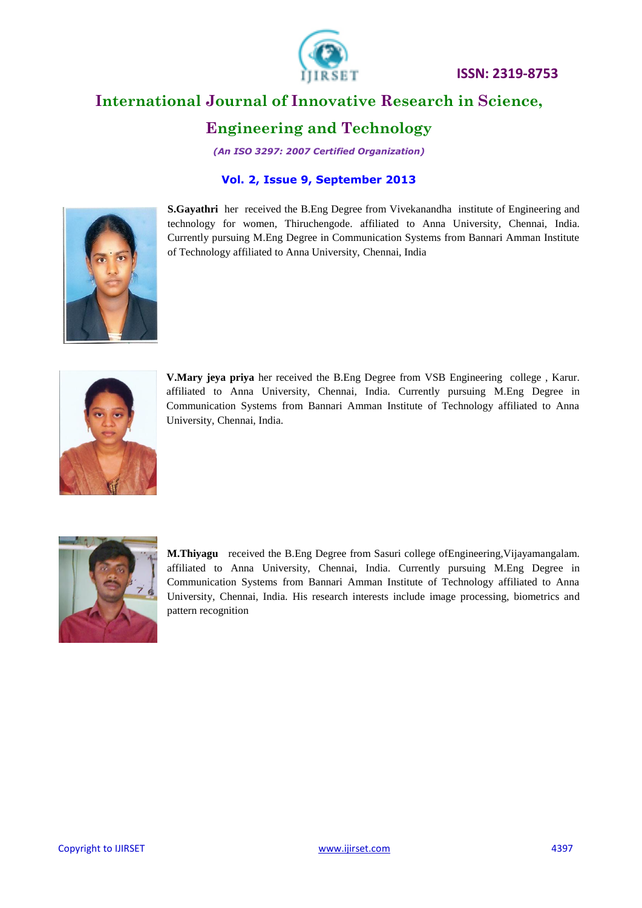**S.Gayathri** her received the B.Eng Degree from Vivekanandha institute of Engineering and technology for women, Thiruchengode. affiliated to Anna University, Chennai, India. Currently pursuing M.Eng Degree in Communication Systems from Bannari Amman Institute of Technology affiliated to Anna University, Chennai, India

**V.Mary jeya priya** her received the B.Eng Degree from VSB Engineering college , Karur. affiliated to Anna University, Chennai, India. Currently pursuing M.Eng Degree in Communication Systems from Bannari Amman Institute of Technology affiliated to Anna University, Chennai, India.

**M.Thiyagu** received the B.Eng Degree from Sasuri college ofEngineering,Vijayamangalam. affiliated to Anna University, Chennai, India. Currently pursuing M.Eng Degree in Communication Systems from Bannari Amman Institute of Technology affiliated to Anna University, Chennai, India. His research interests include image processing, biometrics and pattern recognition